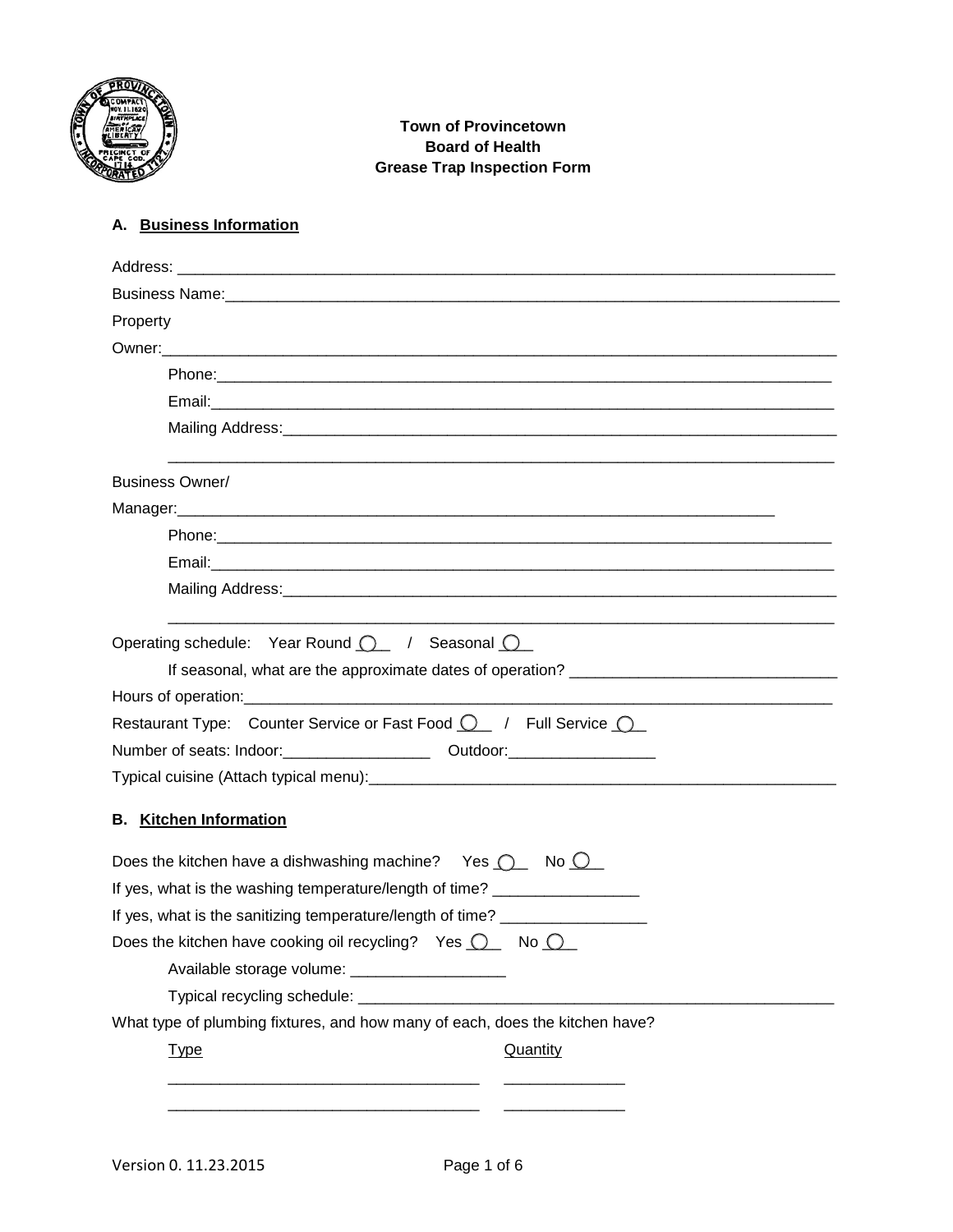**Town of Provincetown**
**Board of Health**
**Grease Trap Inspection Form**

## A. Business Information

Address: ______________________________________________________________________________

Business Name:__________________________________________________________________________

Property Owner:__________________________________________________________________________

Phone:______________________________________________________________________

Email:______________________________________________________________________

Mailing Address:______________________________________________________________

______________________________________________________________________________

Business Owner/ Manager:______________________________________________________________________

Phone:______________________________________________________________________

Email:______________________________________________________________________

Mailing Address:______________________________________________________________

______________________________________________________________________________

Operating schedule: Year Round ◯ / Seasonal ◯

If seasonal, what are the approximate dates of operation? ____________________________

Hours of operation:____________________________________________________________________

Restaurant Type: Counter Service or Fast Food ◯ / Full Service ◯

Number of seats: Indoor:_________________ Outdoor:_________________

Typical cuisine (Attach typical menu):_____________________________________________________

## B. Kitchen Information

Does the kitchen have a dishwashing machine? Yes ◯ No ◯

If yes, what is the washing temperature/length of time? _________________

If yes, what is the sanitizing temperature/length of time? _________________

Does the kitchen have cooking oil recycling? Yes ◯ No ◯

Available storage volume: __________________

Typical recycling schedule: ______________________________________________________

What type of plumbing fixtures, and how many of each, does the kitchen have?

| Type | Quantity |
| --- | --- |
| ____________________________________ | ______________ |
| ____________________________________ | ______________ |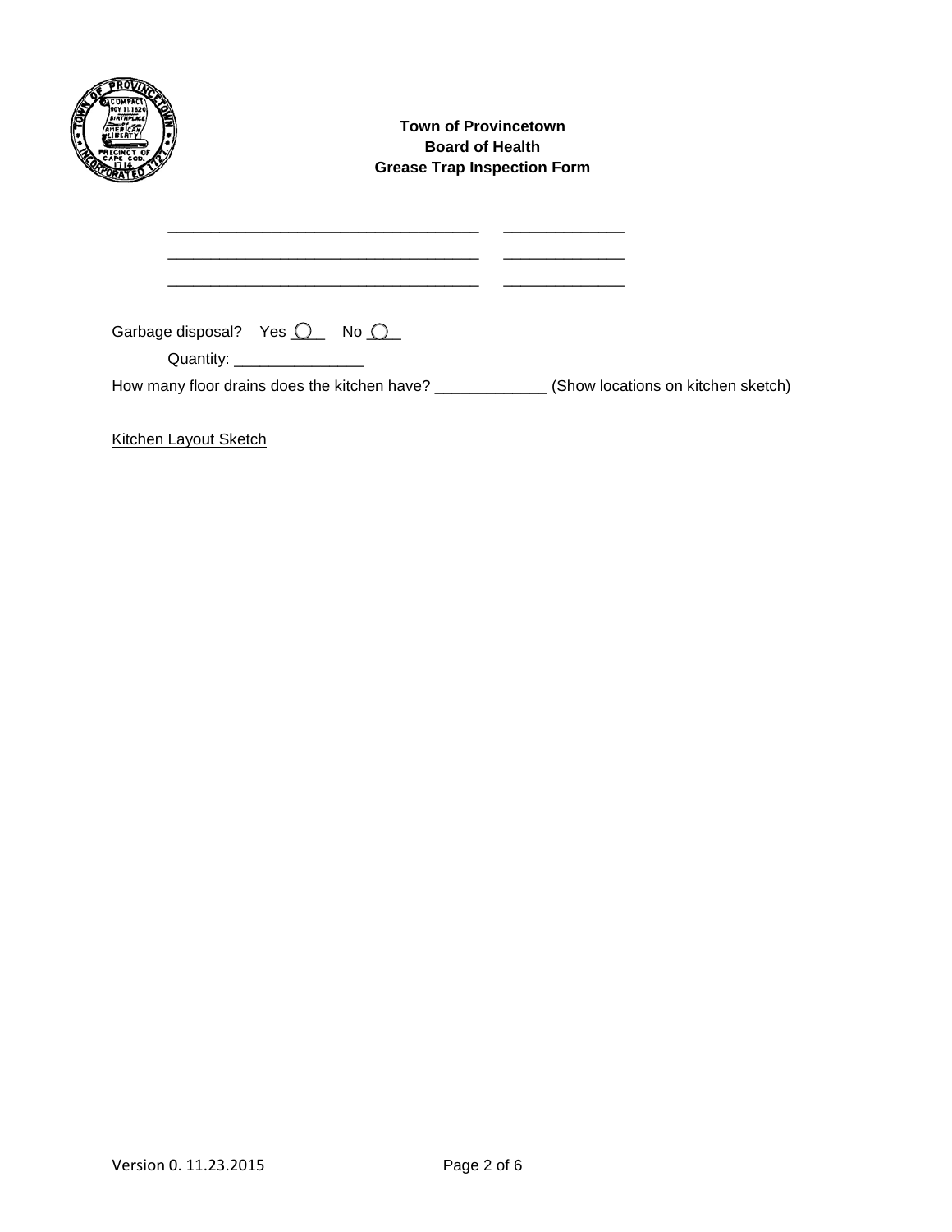**Town of Provincetown**
**Board of Health**
**Grease Trap Inspection Form**

_________________________________ ____________
_________________________________ ____________
_________________________________ ____________

Garbage disposal? Yes ◯ No ◯

Quantity: _______________

How many floor drains does the kitchen have? _____________ (Show locations on kitchen sketch)

Kitchen Layout Sketch

Version 0. 11.23.2015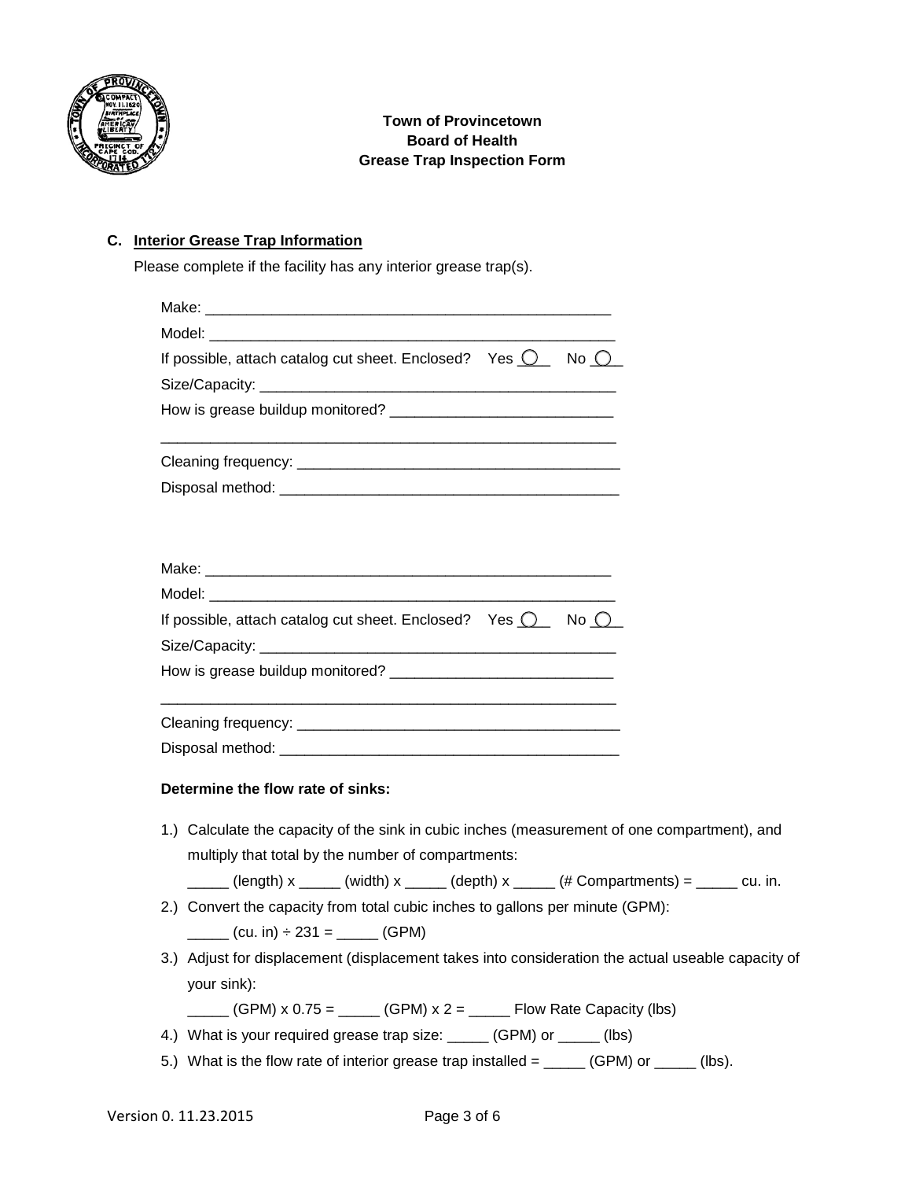**Town of Provincetown**
**Board of Health**
**Grease Trap Inspection Form**

## C. Interior Grease Trap Information

Please complete if the facility has any interior grease trap(s).

Make: ___________________________________________________

Model: __________________________________________________

If possible, attach catalog cut sheet. Enclosed? Yes ◯ No ◯

Size/Capacity: ____________________________________________

How is grease buildup monitored? ___________________________

_________________________________________________________

Cleaning frequency: _______________________________________

Disposal method: _________________________________________

Make: ___________________________________________________

Model: __________________________________________________

If possible, attach catalog cut sheet. Enclosed? Yes ◯ No ◯

Size/Capacity: ____________________________________________

How is grease buildup monitored? ___________________________

_________________________________________________________

Cleaning frequency: _______________________________________

Disposal method: _________________________________________

**Determine the flow rate of sinks:**

1.) Calculate the capacity of the sink in cubic inches (measurement of one compartment), and multiply that total by the number of compartments:

_____ (length) x _____ (width) x _____ (depth) x _____ (# Compartments) = _____ cu. in.

2.) Convert the capacity from total cubic inches to gallons per minute (GPM):

_____ (cu. in) ÷ 231 = _____ (GPM)

3.) Adjust for displacement (displacement takes into consideration the actual useable capacity of your sink):

_____ (GPM) x 0.75 = _____ (GPM) x 2 = _____ Flow Rate Capacity (lbs)

4.) What is your required grease trap size: _____ (GPM) or _____ (lbs)

5.) What is the flow rate of interior grease trap installed = _____ (GPM) or _____ (lbs).

Version 0. 11.23.2015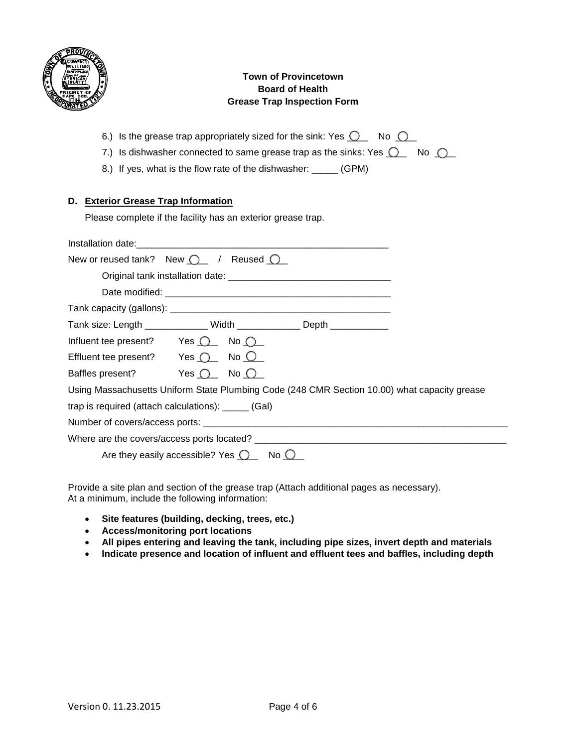**Town of Provincetown**
**Board of Health**
**Grease Trap Inspection Form**

6.) Is the grease trap appropriately sized for the sink: Yes ◯ No ◯

7.) Is dishwasher connected to same grease trap as the sinks: Yes ◯ No ◯

8.) If yes, what is the flow rate of the dishwasher: _____ (GPM)

## D. Exterior Grease Trap Information

Please complete if the facility has an exterior grease trap.

Installation date:_______________________________________________

New or reused tank? New ◯ / Reused ◯

Original tank installation date: ______________________________

Date modified: _________________________________________

Tank capacity (gallons): _________________________________________

Tank size: Length ____________ Width ____________ Depth ___________

Influent tee present? Yes ◯ No ◯

Effluent tee present? Yes ◯ No ◯

Baffles present? Yes ◯ No ◯

Using Massachusetts Uniform State Plumbing Code (248 CMR Section 10.00) what capacity grease trap is required (attach calculations): _____ (Gal)

Number of covers/access ports: ____________________________________________________________

Where are the covers/access ports located? ________________________________________________

Are they easily accessible? Yes ◯ No ◯

Provide a site plan and section of the grease trap (Attach additional pages as necessary).
At a minimum, include the following information:

- **Site features (building, decking, trees, etc.)**
- **Access/monitoring port locations**
- **All pipes entering and leaving the tank, including pipe sizes, invert depth and materials**
- **Indicate presence and location of influent and effluent tees and baffles, including depth**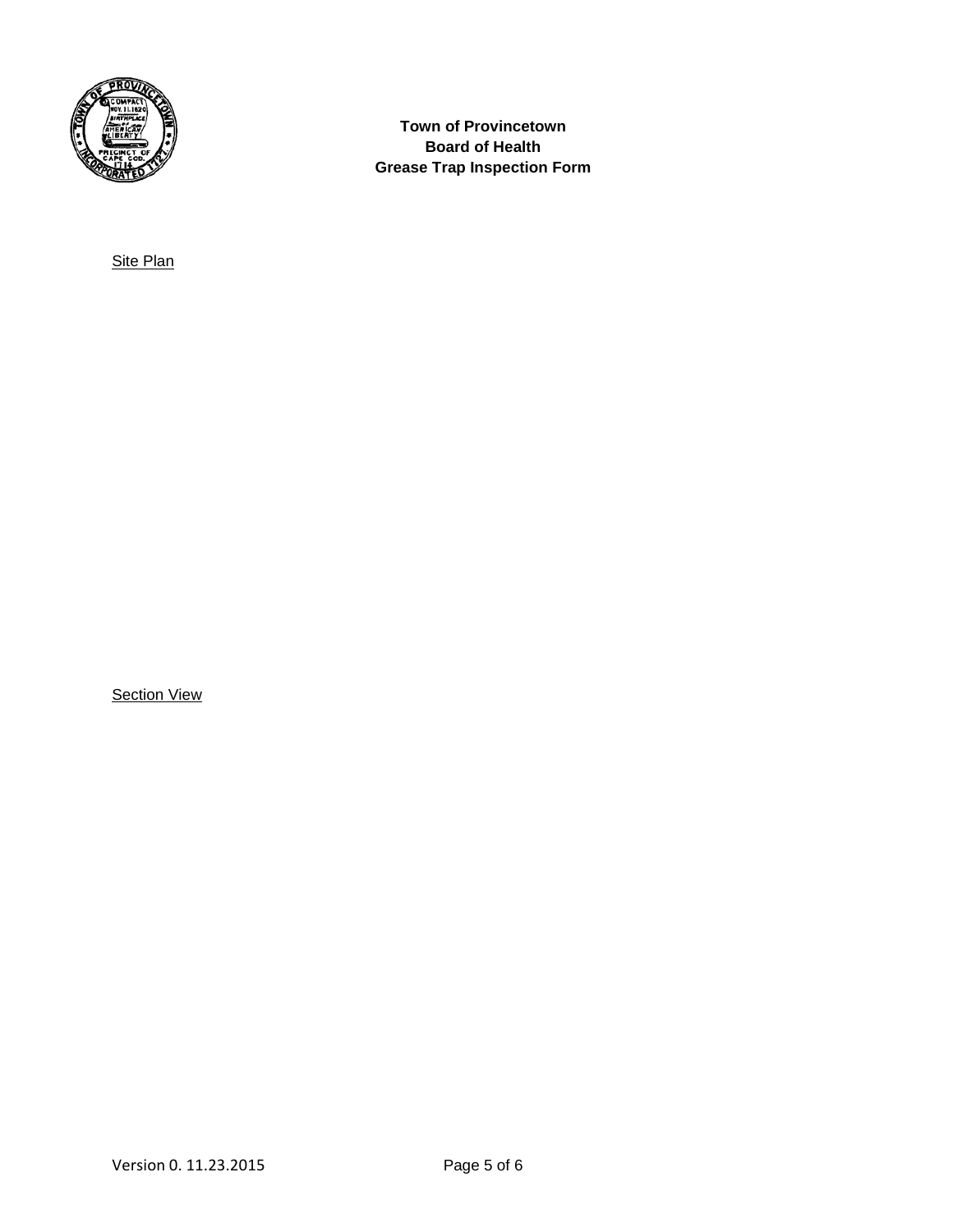**Town of Provincetown**
**Board of Health**
**Grease Trap Inspection Form**

Site Plan

Section View

Version 0. 11.23.2015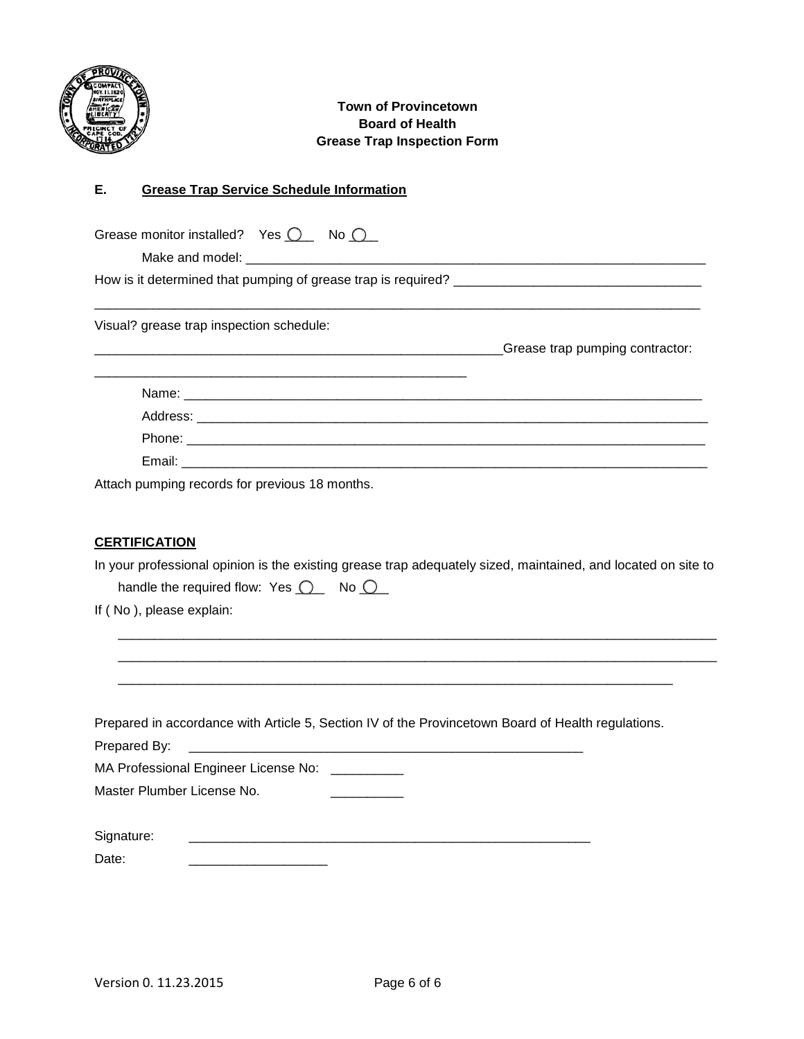**Town of Provincetown**
**Board of Health**
**Grease Trap Inspection Form**

**E. Grease Trap Service Schedule Information**

Grease monitor installed? Yes ◯ No ◯

Make and model: ___________________________________________________________________

How is it determined that pumping of grease trap is required? _________________________________

_____________________________________________________________________________________

Visual? grease trap inspection schedule:

_________________________________________________________Grease trap pumping contractor:

____________________________________________________

Name: _______________________________________________________________________

Address: _____________________________________________________________________

Phone: _______________________________________________________________________

Email: ________________________________________________________________________

Attach pumping records for previous 18 months.

**CERTIFICATION**

In your professional opinion is the existing grease trap adequately sized, maintained, and located on site to handle the required flow: Yes ◯ No ◯

If ( No ), please explain:

_____________________________________________________________________________________

_____________________________________________________________________________________

_____________________________________________________________________________

Prepared in accordance with Article 5, Section IV of the Provincetown Board of Health regulations.

Prepared By: _______________________________________________________

MA Professional Engineer License No: __________

Master Plumber License No. __________

Signature: _______________________________________________________

Date: ___________________

Version 0. 11.23.2015